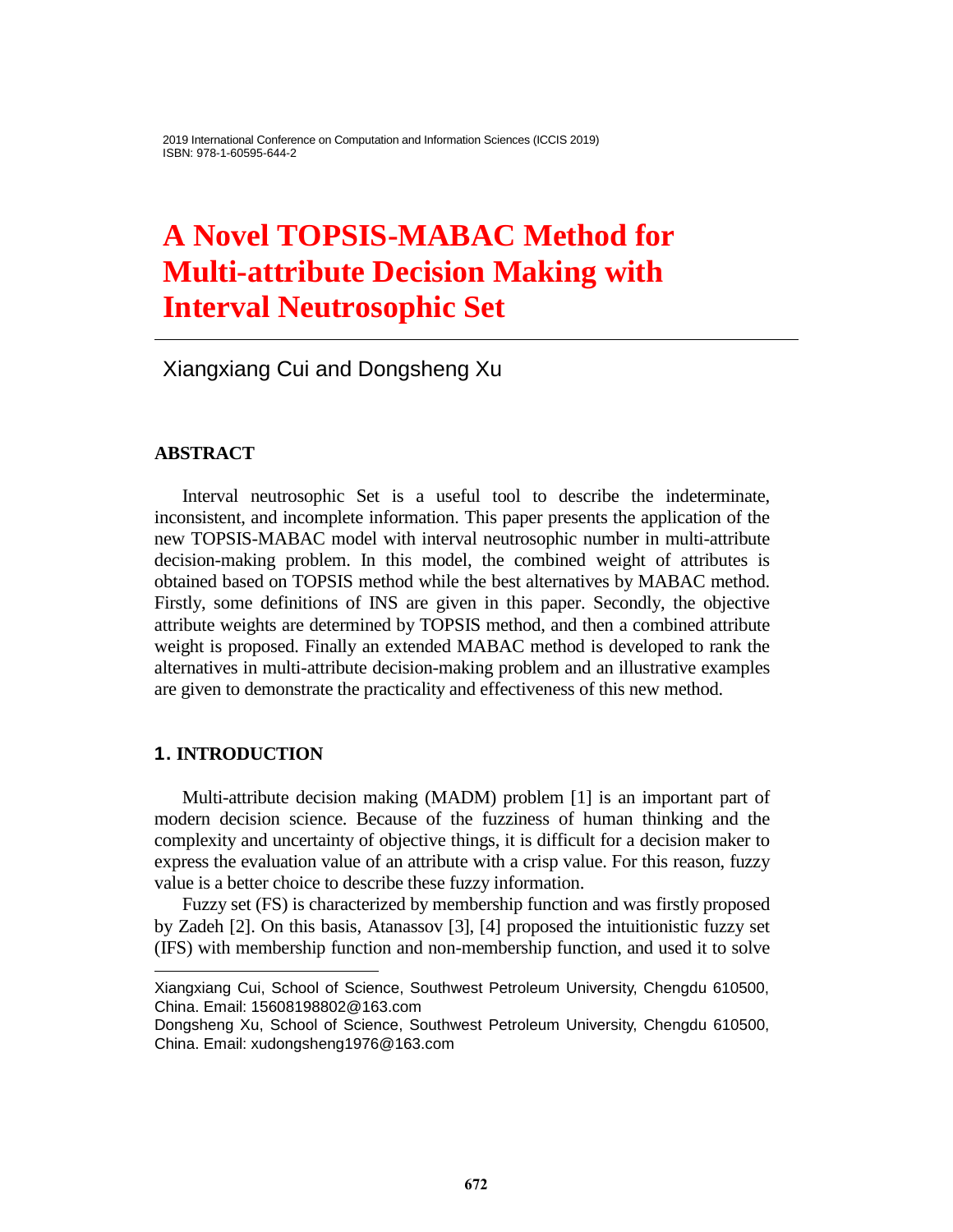# A Novel TOPSIS-MABAC Method for Multi-attribute Decision Making with Interval Neutrosophic Set

Xiangxiang Cui and Dongsheng Xu

## ABSTRACT

Interval neutrosophic Set is a useful tool to describe the indeterminate, inconsistent, and incomplete information. This paper presents the application of the new TOPSIS-MABAC model with interval neutrosophic number in multi-attribute decision-making problem. In this model, the combined weight of attributes is obtained based on TOPSIS method while the best alternatives by MABAC method. Firstly, some definitions of INS are given in this paper. Secondly, the objective attribute weights are determined by TOPSIS method, and then a combined attribute weight is proposed. Finally an extended MABAC method is developed to rank the alternatives in multi-attribute decision-making problem and an illustrative examples are given to demonstrate the practicality and effectiveness of this new method.

## 1. INTRODUCTION

Multi-attribute decision making (MADM) problem [1] is an important part of modern decision science. Because of the fuzziness of human thinking and the complexity and uncertainty of objective things, it is difficult for a decision maker to express the evaluation value of an attribute with a crisp value. For this reason, fuzzy value is a better choice to describe these fuzzy information.

Fuzzy set (FS) is characterized by membership function and was firstly proposed by Zadeh [2]. On this basis, Atanassov [3], [4] proposed the intuitionistic fuzzy set (IFS) with membership function and non-membership function, and used it to solve

---

Xiangxiang Cui, School of Science, Southwest Petroleum University, Chengdu 610500, China. Email: 15608198802@163.com

Dongsheng Xu, School of Science, Southwest Petroleum University, Chengdu 610500, China. Email: xudongsheng1976@163.com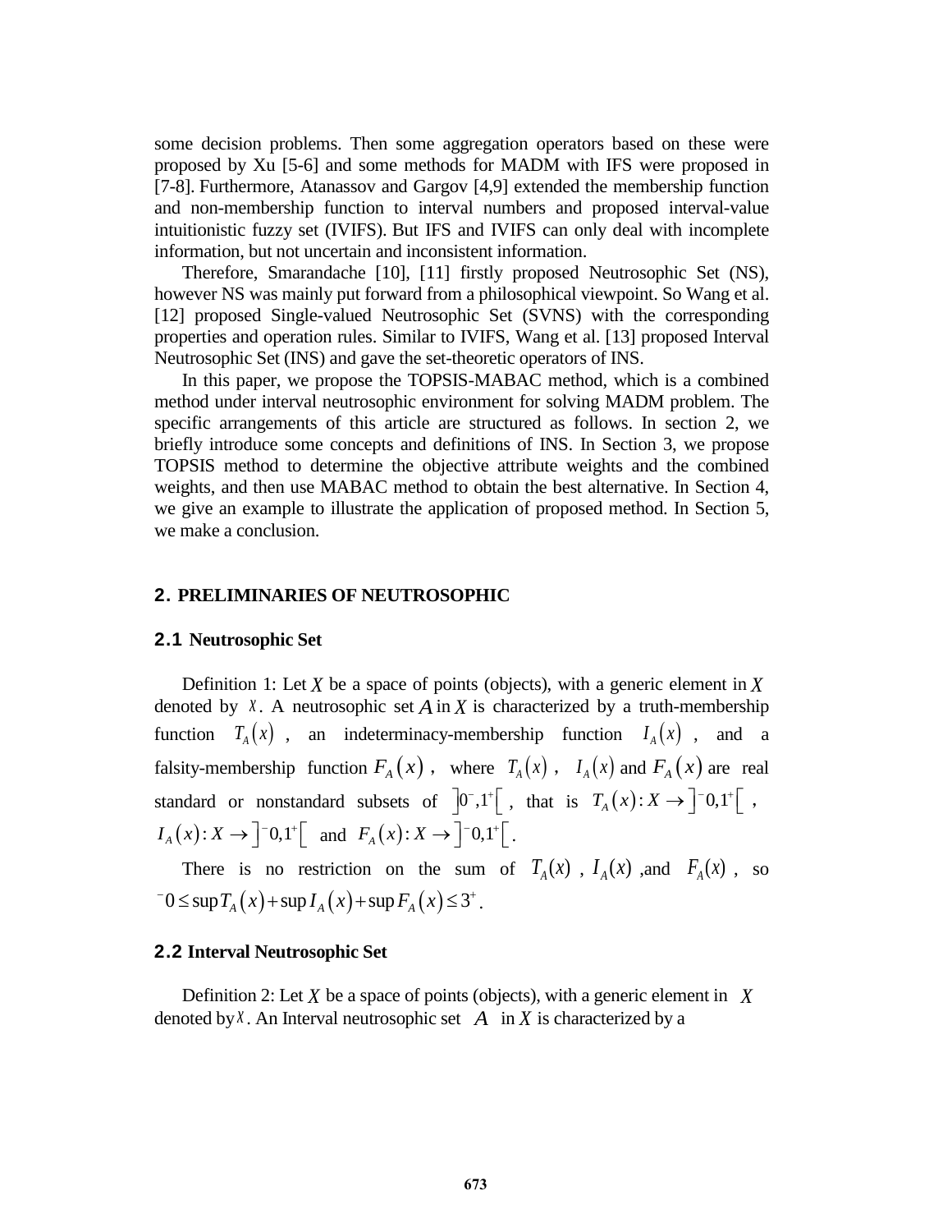some decision problems. Then some aggregation operators based on these were proposed by Xu [5-6] and some methods for MADM with IFS were proposed in [7-8]. Furthermore, Atanassov and Gargov [4,9] extended the membership function and non-membership function to interval numbers and proposed interval-value intuitionistic fuzzy set (IVIFS). But IFS and IVIFS can only deal with incomplete information, but not uncertain and inconsistent information.

Therefore, Smarandache [10], [11] firstly proposed Neutrosophic Set (NS), however NS was mainly put forward from a philosophical viewpoint. So Wang et al. [12] proposed Single-valued Neutrosophic Set (SVNS) with the corresponding properties and operation rules. Similar to IVIFS, Wang et al. [13] proposed Interval Neutrosophic Set (INS) and gave the set-theoretic operators of INS.

In this paper, we propose the TOPSIS-MABAC method, which is a combined method under interval neutrosophic environment for solving MADM problem. The specific arrangements of this article are structured as follows. In section 2, we briefly introduce some concepts and definitions of INS. In Section 3, we propose TOPSIS method to determine the objective attribute weights and the combined weights, and then use MABAC method to obtain the best alternative. In Section 4, we give an example to illustrate the application of proposed method. In Section 5, we make a conclusion.

## 2. PRELIMINARIES OF NEUTROSOPHIC

### 2.1 Neutrosophic Set

Definition 1: Let $X$ be a space of points (objects), with a generic element in $X$ denoted by $x$. A neutrosophic set $A$ in $X$ is characterized by a truth-membership function $T_A(x)$, an indeterminacy-membership function $I_A(x)$, and a falsity-membership function $F_A(x)$, where $T_A(x)$, $I_A(x)$ and $F_A(x)$ are real standard or nonstandard subsets of $]0^-,1^+[$, that is $T_A(x): X \to ]^-0,1^+[$, $I_A(x): X \to ]^-0,1^+[$ and $F_A(x): X \to ]^-0,1^+[$.

There is no restriction on the sum of $T_A(x)$, $I_A(x)$, and $F_A(x)$, so $^-0 \le \sup T_A(x) + \sup I_A(x) + \sup F_A(x) \le 3^+$.

### 2.2 Interval Neutrosophic Set

Definition 2: Let $X$ be a space of points (objects), with a generic element in $X$ denoted by $x$. An Interval neutrosophic set $A$ in $X$ is characterized by a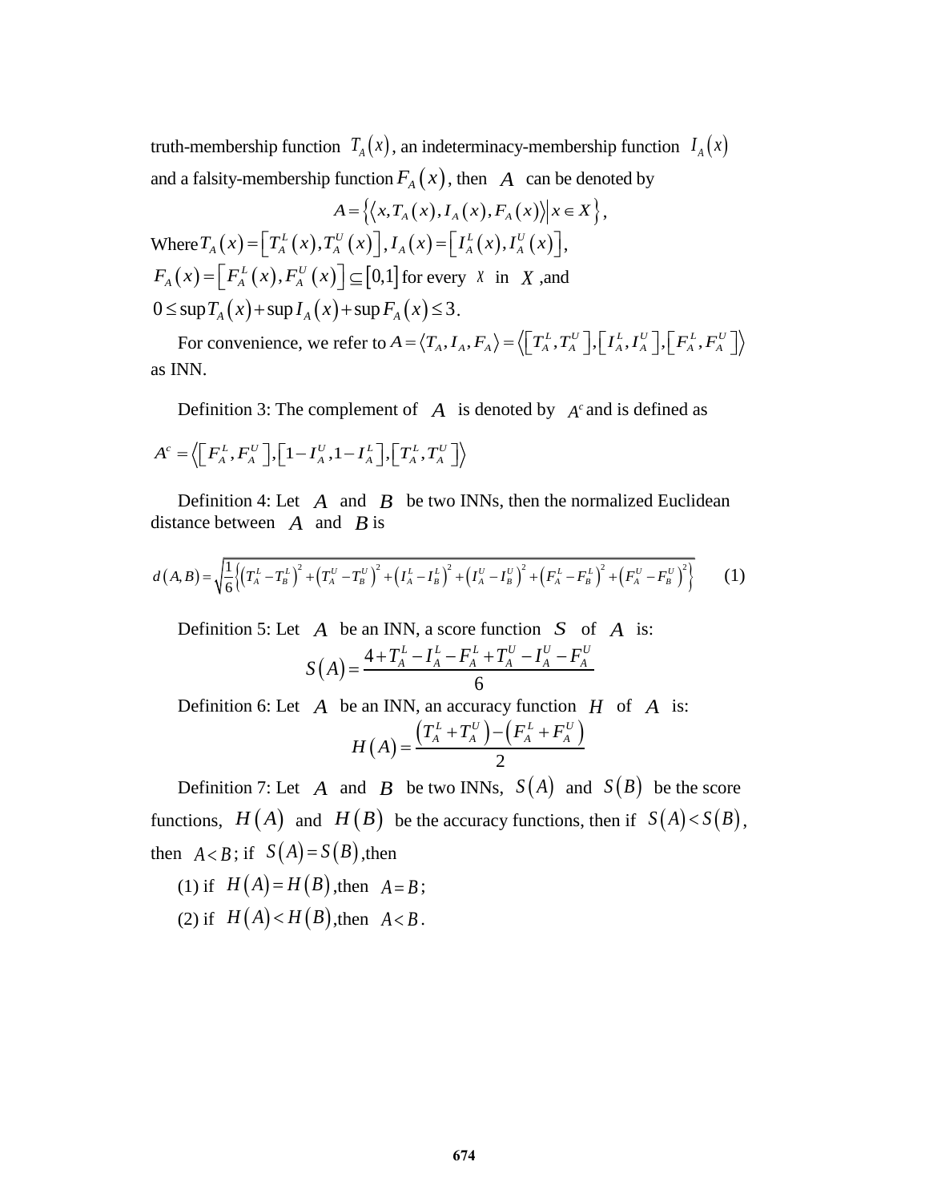truth-membership function $T_A(x)$, an indeterminacy-membership function $I_A(x)$ and a falsity-membership function $F_A(x)$, then $A$ can be denoted by

$$A=\left\{\left\langle x, T_A(x), I_A(x), F_A(x)\right\rangle \middle| x\in X\right\},$$

Where $T_A(x)=\left[T_A^L(x), T_A^U(x)\right]$, $I_A(x)=\left[I_A^L(x), I_A^U(x)\right]$, $F_A(x)=\left[F_A^L(x), F_A^U(x)\right]\subseteq[0,1]$ for every $x$ in $X$ ,and $0\le \sup T_A(x)+\sup I_A(x)+\sup F_A(x)\le 3$.

For convenience, we refer to $A=\langle T_A, I_A, F_A\rangle=\left\langle\left[T_A^L, T_A^U\right],\left[I_A^L, I_A^U\right],\left[F_A^L, F_A^U\right]\right\rangle$ as INN.

Definition 3: The complement of $A$ is denoted by $A^c$ and is defined as

$$A^c=\left\langle\left[F_A^L, F_A^U\right],\left[1-I_A^U, 1-I_A^L\right],\left[T_A^L, T_A^U\right]\right\rangle$$

Definition 4: Let $A$ and $B$ be two INNs, then the normalized Euclidean distance between $A$ and $B$ is

$$d(A,B)=\sqrt{\frac{1}{6}\left\{\left(T_A^L-T_B^L\right)^2+\left(T_A^U-T_B^U\right)^2+\left(I_A^L-I_B^L\right)^2+\left(I_A^U-I_B^U\right)^2+\left(F_A^L-F_B^L\right)^2+\left(F_A^U-F_B^U\right)^2\right\}} \qquad (1)$$

Definition 5: Let $A$ be an INN, a score function $S$ of $A$ is:

$$S(A)=\frac{4+T_A^L-I_A^L-F_A^L+T_A^U-I_A^U-F_A^U}{6}$$

Definition 6: Let $A$ be an INN, an accuracy function $H$ of $A$ is:

$$H(A)=\frac{\left(T_A^L+T_A^U\right)-\left(F_A^L+F_A^U\right)}{2}$$

Definition 7: Let $A$ and $B$ be two INNs, $S(A)$ and $S(B)$ be the score functions, $H(A)$ and $H(B)$ be the accuracy functions, then if $S(A)<S(B)$, then $A<B$; if $S(A)=S(B)$,then

(1) if $H(A)=H(B)$,then $A=B$;

(2) if $H(A)<H(B)$,then $A<B$.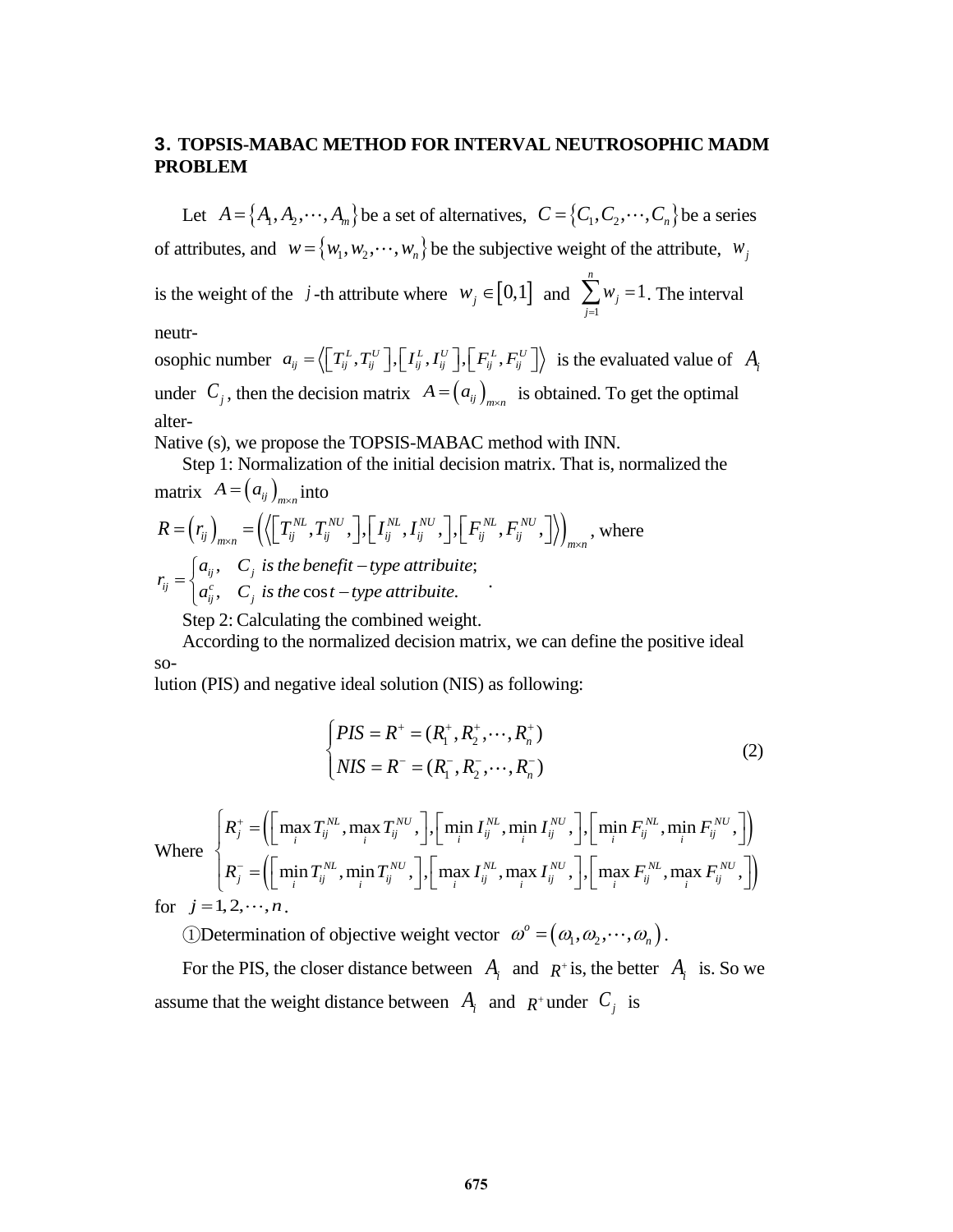## 3. TOPSIS-MABAC METHOD FOR INTERVAL NEUTROSOPHIC MADM PROBLEM

Let $A = \{A_1, A_2, \cdots, A_m\}$ be a set of alternatives, $C = \{C_1, C_2, \cdots, C_n\}$ be a series of attributes, and $w = \{w_1, w_2, \cdots, w_n\}$ be the subjective weight of the attribute, $w_j$ is the weight of the $j$-th attribute where $w_j \in [0,1]$ and $\sum_{j=1}^{n} w_j = 1$. The interval neutr-osophic number $a_{ij} = \langle [T_{ij}^L, T_{ij}^U], [I_{ij}^L, I_{ij}^U], [F_{ij}^L, F_{ij}^U] \rangle$ is the evaluated value of $A_i$ under $C_j$, then the decision matrix $A = (a_{ij})_{m \times n}$ is obtained. To get the optimal alter-Native (s), we propose the TOPSIS-MABAC method with INN.

Step 1: Normalization of the initial decision matrix. That is, normalized the matrix $A = (a_{ij})_{m \times n}$ into $R = (r_{ij})_{m \times n} = \left( \langle [T_{ij}^{NL}, T_{ij}^{NU},], [I_{ij}^{NL}, I_{ij}^{NU},], [F_{ij}^{NL}, F_{ij}^{NU},] \rangle \right)_{m \times n}$, where

$$r_{ij} = \begin{cases} a_{ij}, & C_j \ \textit{is the benefit} - \textit{type attribuite}; \\ a_{ij}^c, & C_j \ \textit{is the} \cos t - \textit{type attribuite}. \end{cases}$$

Step 2: Calculating the combined weight.

According to the normalized decision matrix, we can define the positive ideal so-lution (PIS) and negative ideal solution (NIS) as following:

$$\begin{cases} PIS = R^+ = (R_1^+, R_2^+, \cdots, R_n^+) \\ NIS = R^- = (R_1^-, R_2^-, \cdots, R_n^-) \end{cases} \tag{2}$$

Where
$$\begin{cases} R_j^+ = \left( \left[ \max\limits_i T_{ij}^{NL}, \max\limits_i T_{ij}^{NU}, \right], \left[ \min\limits_i I_{ij}^{NL}, \min\limits_i I_{ij}^{NU}, \right], \left[ \min\limits_i F_{ij}^{NL}, \min\limits_i F_{ij}^{NU}, \right] \right) \\ R_j^- = \left( \left[ \min\limits_i T_{ij}^{NL}, \min\limits_i T_{ij}^{NU}, \right], \left[ \max\limits_i I_{ij}^{NL}, \max\limits_i I_{ij}^{NU}, \right], \left[ \max\limits_i F_{ij}^{NL}, \max\limits_i F_{ij}^{NU}, \right] \right) \end{cases}$$

for $j = 1, 2, \cdots, n$.

①Determination of objective weight vector $\omega^o = (\omega_1, \omega_2, \cdots, \omega_n)$.

For the PIS, the closer distance between $A_i$ and $R^+$ is, the better $A_i$ is. So we assume that the weight distance between $A_i$ and $R^+$ under $C_j$ is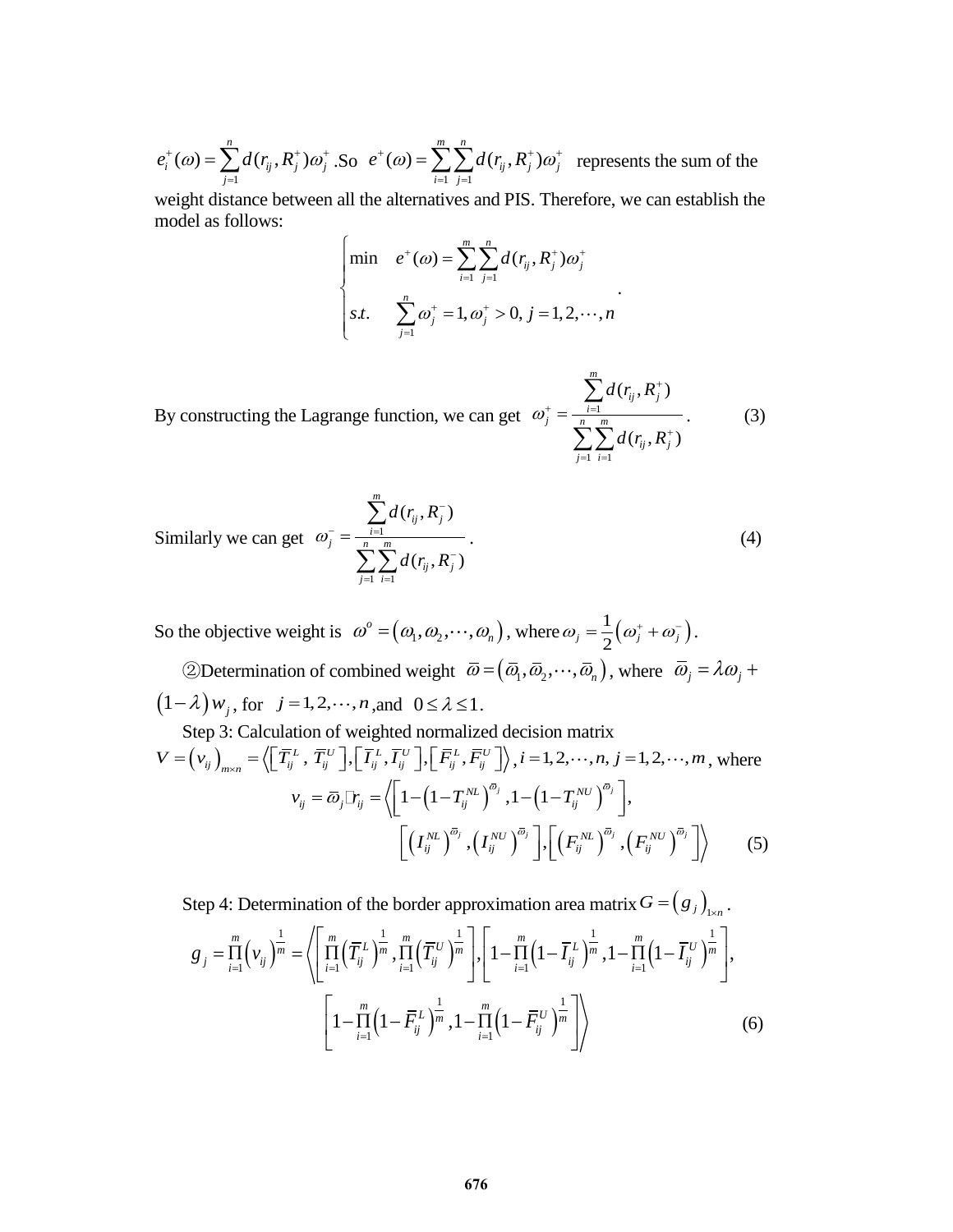$e_i^+(\omega) = \sum_{j=1}^{n} d(r_{ij}, R_j^+)\omega_j^+$ .So $e^+(\omega) = \sum_{i=1}^{m}\sum_{j=1}^{n} d(r_{ij}, R_j^+)\omega_j^+$ represents the sum of the weight distance between all the alternatives and PIS. Therefore, we can establish the model as follows:

$$\begin{cases} \min \quad e^+(\omega) = \sum_{i=1}^{m}\sum_{j=1}^{n} d(r_{ij}, R_j^+)\omega_j^+ \\ s.t. \quad \sum_{j=1}^{n}\omega_j^+ = 1, \omega_j^+ > 0, j = 1, 2, \cdots, n \end{cases}.$$

By constructing the Lagrange function, we can get

$$\omega_j^+ = \frac{\sum_{i=1}^{m} d(r_{ij}, R_j^+)}{\sum_{j=1}^{n}\sum_{i=1}^{m} d(r_{ij}, R_j^+)}. \tag{3}$$

Similarly we can get

$$\omega_j^- = \frac{\sum_{i=1}^{m} d(r_{ij}, R_j^-)}{\sum_{j=1}^{n}\sum_{i=1}^{m} d(r_{ij}, R_j^-)}. \tag{4}$$

So the objective weight is $\omega^o = (\omega_1, \omega_2, \cdots, \omega_n)$, where $\omega_j = \frac{1}{2}(\omega_j^+ + \omega_j^-)$.

②Determination of combined weight $\overline{\omega} = (\overline{\omega}_1, \overline{\omega}_2, \cdots, \overline{\omega}_n)$, where $\overline{\omega}_j = \lambda\omega_j + (1-\lambda)w_j$, for $j = 1, 2, \cdots, n$ ,and $0 \le \lambda \le 1$.

Step 3: Calculation of weighted normalized decision matrix $V = (v_{ij})_{m\times n} = \left\langle \left[\overline{T}_{ij}^L, \overline{T}_{ij}^U\right], \left[\overline{I}_{ij}^L, \overline{I}_{ij}^U\right], \left[\overline{F}_{ij}^L, \overline{F}_{ij}^U\right] \right\rangle, i = 1, 2, \cdots, n, j = 1, 2, \cdots, m$, where

$$v_{ij} = \overline{\omega}_j \cdot r_{ij} = \left\langle \left[1-\left(1-T_{ij}^{NL}\right)^{\overline{\omega}_j}, 1-\left(1-T_{ij}^{NU}\right)^{\overline{\omega}_j}\right], \left[\left(I_{ij}^{NL}\right)^{\overline{\omega}_j}, \left(I_{ij}^{NU}\right)^{\overline{\omega}_j}\right], \left[\left(F_{ij}^{NL}\right)^{\overline{\omega}_j}, \left(F_{ij}^{NU}\right)^{\overline{\omega}_j}\right] \right\rangle \tag{5}$$

Step 4: Determination of the border approximation area matrix $G = (g_j)_{1\times n}$.

$$g_j = \prod_{i=1}^{m}(v_{ij})^{\frac{1}{m}} = \left\langle \left[\prod_{i=1}^{m}\left(\overline{T}_{ij}^L\right)^{\frac{1}{m}}, \prod_{i=1}^{m}\left(\overline{T}_{ij}^U\right)^{\frac{1}{m}}\right], \left[1-\prod_{i=1}^{m}\left(1-\overline{I}_{ij}^L\right)^{\frac{1}{m}}, 1-\prod_{i=1}^{m}\left(1-\overline{I}_{ij}^U\right)^{\frac{1}{m}}\right], \left[1-\prod_{i=1}^{m}\left(1-\overline{F}_{ij}^L\right)^{\frac{1}{m}}, 1-\prod_{i=1}^{m}\left(1-\overline{F}_{ij}^U\right)^{\frac{1}{m}}\right] \right\rangle \tag{6}$$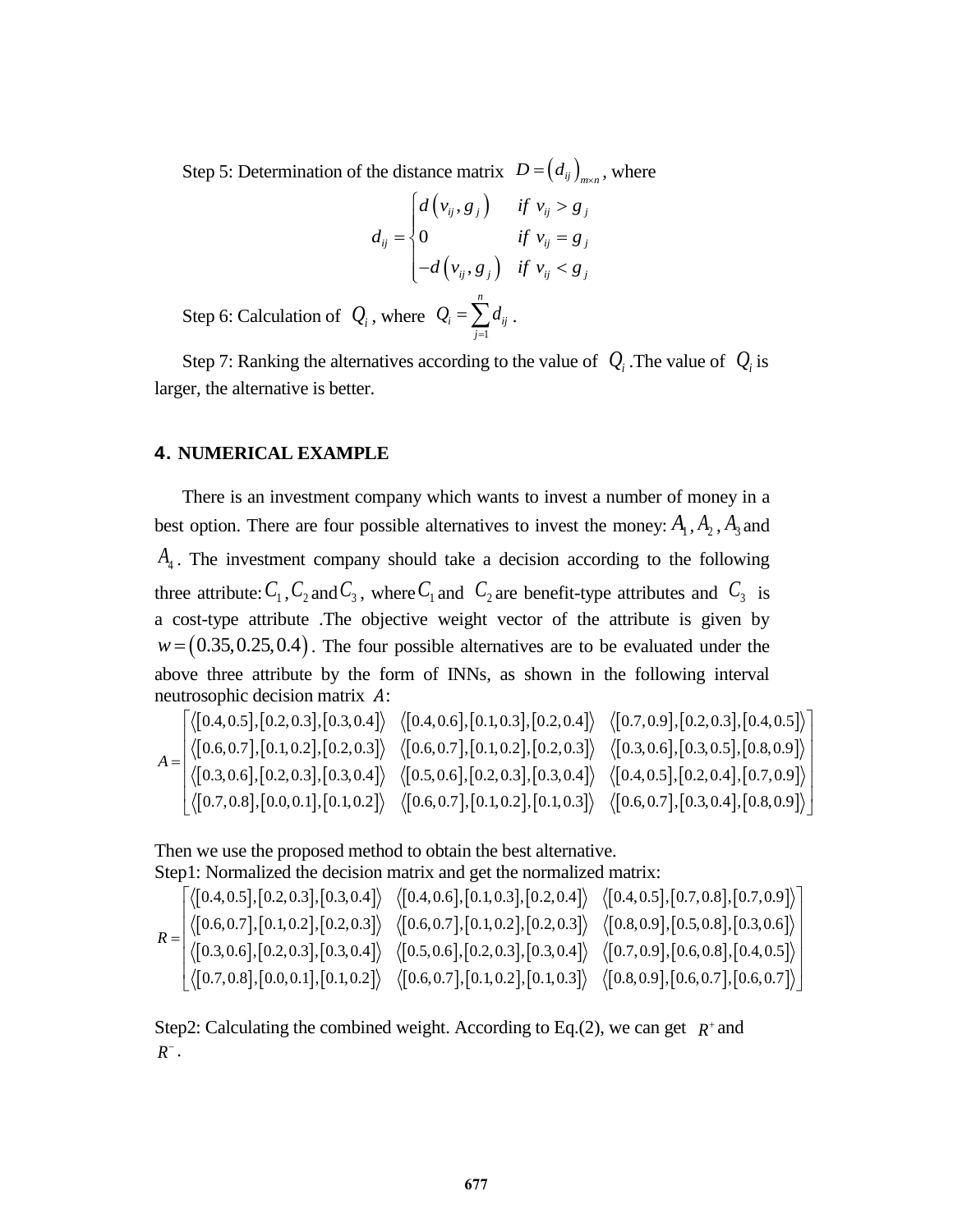Step 5: Determination of the distance matrix $D = \left(d_{ij}\right)_{m \times n}$, where

$$d_{ij} = \begin{cases} d\left(v_{ij}, g_j\right) & if \ v_{ij} > g_j \\ 0 & if \ v_{ij} = g_j \\ -d\left(v_{ij}, g_j\right) & if \ v_{ij} < g_j \end{cases}$$

Step 6: Calculation of $Q_i$, where $Q_i = \sum_{j=1}^{n} d_{ij}$ .

Step 7: Ranking the alternatives according to the value of $Q_i$ .The value of $Q_i$ is larger, the alternative is better.

## 4. NUMERICAL EXAMPLE

There is an investment company which wants to invest a number of money in a best option. There are four possible alternatives to invest the money: $A_1$, $A_2$, $A_3$ and $A_4$. The investment company should take a decision according to the following three attribute: $C_1$, $C_2$ and $C_3$, where $C_1$ and $C_2$ are benefit-type attributes and $C_3$ is a cost-type attribute .The objective weight vector of the attribute is given by $w = \left(0.35, 0.25, 0.4\right)$. The four possible alternatives are to be evaluated under the above three attribute by the form of INNs, as shown in the following interval neutrosophic decision matrix $A$:

$$A = \begin{bmatrix} \left\langle [0.4,0.5],[0.2,0.3],[0.3,0.4] \right\rangle & \left\langle [0.4,0.6],[0.1,0.3],[0.2,0.4] \right\rangle & \left\langle [0.7,0.9],[0.2,0.3],[0.4,0.5] \right\rangle \\ \left\langle [0.6,0.7],[0.1,0.2],[0.2,0.3] \right\rangle & \left\langle [0.6,0.7],[0.1,0.2],[0.2,0.3] \right\rangle & \left\langle [0.3,0.6],[0.3,0.5],[0.8,0.9] \right\rangle \\ \left\langle [0.3,0.6],[0.2,0.3],[0.3,0.4] \right\rangle & \left\langle [0.5,0.6],[0.2,0.3],[0.3,0.4] \right\rangle & \left\langle [0.4,0.5],[0.2,0.4],[0.7,0.9] \right\rangle \\ \left\langle [0.7,0.8],[0.0,0.1],[0.1,0.2] \right\rangle & \left\langle [0.6,0.7],[0.1,0.2],[0.1,0.3] \right\rangle & \left\langle [0.6,0.7],[0.3,0.4],[0.8,0.9] \right\rangle \end{bmatrix}$$

Then we use the proposed method to obtain the best alternative.

Step1: Normalized the decision matrix and get the normalized matrix:

$$R = \begin{bmatrix} \left\langle [0.4,0.5],[0.2,0.3],[0.3,0.4] \right\rangle & \left\langle [0.4,0.6],[0.1,0.3],[0.2,0.4] \right\rangle & \left\langle [0.4,0.5],[0.7,0.8],[0.7,0.9] \right\rangle \\ \left\langle [0.6,0.7],[0.1,0.2],[0.2,0.3] \right\rangle & \left\langle [0.6,0.7],[0.1,0.2],[0.2,0.3] \right\rangle & \left\langle [0.8,0.9],[0.5,0.8],[0.3,0.6] \right\rangle \\ \left\langle [0.3,0.6],[0.2,0.3],[0.3,0.4] \right\rangle & \left\langle [0.5,0.6],[0.2,0.3],[0.3,0.4] \right\rangle & \left\langle [0.7,0.9],[0.6,0.8],[0.4,0.5] \right\rangle \\ \left\langle [0.7,0.8],[0.0,0.1],[0.1,0.2] \right\rangle & \left\langle [0.6,0.7],[0.1,0.2],[0.1,0.3] \right\rangle & \left\langle [0.8,0.9],[0.6,0.7],[0.6,0.7] \right\rangle \end{bmatrix}$$

Step2: Calculating the combined weight. According to Eq.(2), we can get $R^+$ and $R^-$.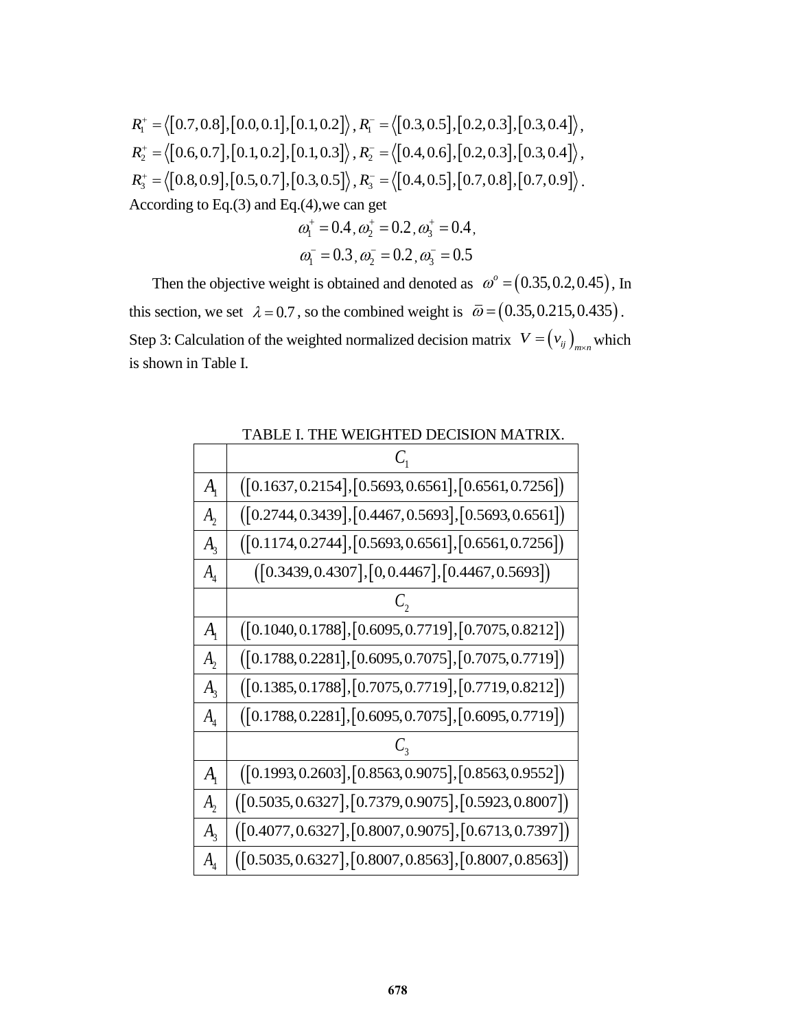$R_1^+ = \langle [0.7, 0.8], [0.0, 0.1], [0.1, 0.2] \rangle$ , $R_1^- = \langle [0.3, 0.5], [0.2, 0.3], [0.3, 0.4] \rangle$ ,
$R_2^+ = \langle [0.6, 0.7], [0.1, 0.2], [0.1, 0.3] \rangle$ , $R_2^- = \langle [0.4, 0.6], [0.2, 0.3], [0.3, 0.4] \rangle$ ,
$R_3^+ = \langle [0.8, 0.9], [0.5, 0.7], [0.3, 0.5] \rangle$ , $R_3^- = \langle [0.4, 0.5], [0.7, 0.8], [0.7, 0.9] \rangle$ .

According to Eq.(3) and Eq.(4),we can get

$$\omega_1^+ = 0.4, \omega_2^+ = 0.2, \omega_3^+ = 0.4,$$
$$\omega_1^- = 0.3, \omega_2^- = 0.2, \omega_3^- = 0.5$$

Then the objective weight is obtained and denoted as $\omega^o = (0.35, 0.2, 0.45)$, In this section, we set $\lambda = 0.7$, so the combined weight is $\bar{\omega} = (0.35, 0.215, 0.435)$.

Step 3: Calculation of the weighted normalized decision matrix $V = (v_{ij})_{m \times n}$ which is shown in Table I.

TABLE I. THE WEIGHTED DECISION MATRIX.

| | $C_1$ |
|---|---|
| $A_1$ | $([0.1637, 0.2154], [0.5693, 0.6561], [0.6561, 0.7256])$ |
| $A_2$ | $([0.2744, 0.3439], [0.4467, 0.5693], [0.5693, 0.6561])$ |
| $A_3$ | $([0.1174, 0.2744], [0.5693, 0.6561], [0.6561, 0.7256])$ |
| $A_4$ | $([0.3439, 0.4307], [0, 0.4467], [0.4467, 0.5693])$ |
| | $C_2$ |
| $A_1$ | $([0.1040, 0.1788], [0.6095, 0.7719], [0.7075, 0.8212])$ |
| $A_2$ | $([0.1788, 0.2281], [0.6095, 0.7075], [0.7075, 0.7719])$ |
| $A_3$ | $([0.1385, 0.1788], [0.7075, 0.7719], [0.7719, 0.8212])$ |
| $A_4$ | $([0.1788, 0.2281], [0.6095, 0.7075], [0.6095, 0.7719])$ |
| | $C_3$ |
| $A_1$ | $([0.1993, 0.2603], [0.8563, 0.9075], [0.8563, 0.9552])$ |
| $A_2$ | $([0.5035, 0.6327], [0.7379, 0.9075], [0.5923, 0.8007])$ |
| $A_3$ | $([0.4077, 0.6327], [0.8007, 0.9075], [0.6713, 0.7397])$ |
| $A_4$ | $([0.5035, 0.6327], [0.8007, 0.8563], [0.8007, 0.8563])$ |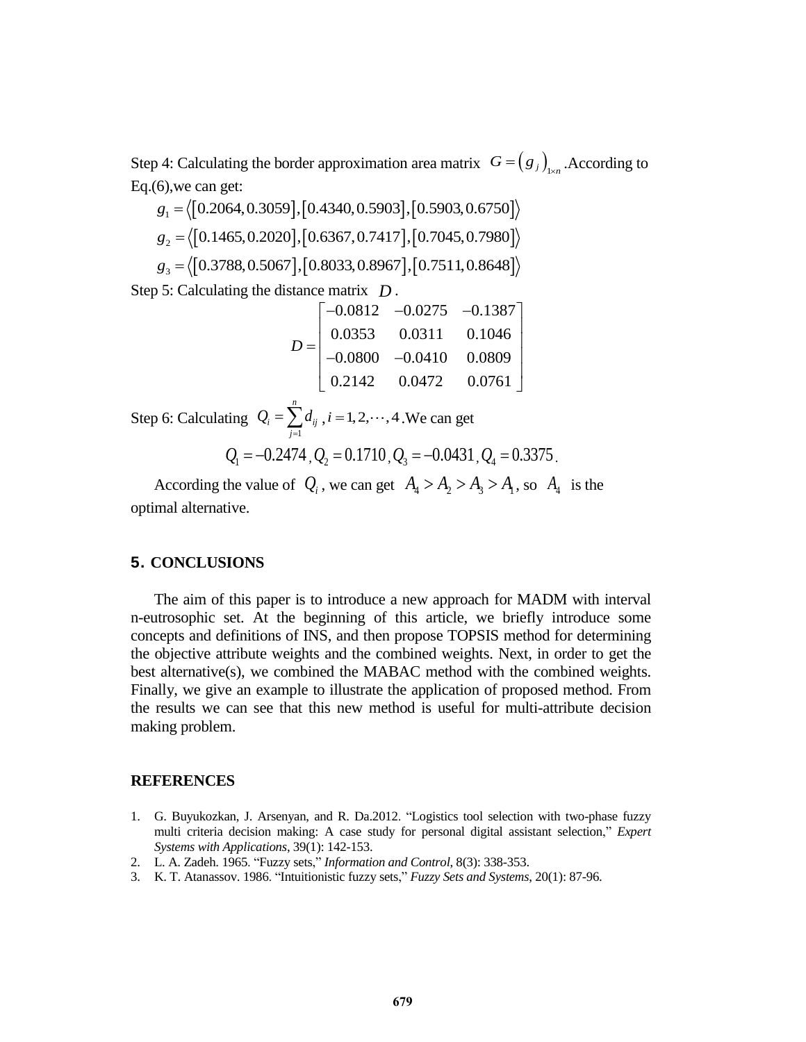Step 4: Calculating the border approximation area matrix $G = \left(g_j\right)_{1\times n}$ .According to Eq.(6),we can get:

$$g_1 = \left\langle [0.2064, 0.3059], [0.4340, 0.5903], [0.5903, 0.6750] \right\rangle$$

$$g_2 = \left\langle [0.1465, 0.2020], [0.6367, 0.7417], [0.7045, 0.7980] \right\rangle$$

$$g_3 = \left\langle [0.3788, 0.5067], [0.8033, 0.8967], [0.7511, 0.8648] \right\rangle$$

Step 5: Calculating the distance matrix $D$ .

$$D = \begin{bmatrix} -0.0812 & -0.0275 & -0.1387 \\ 0.0353 & 0.0311 & 0.1046 \\ -0.0800 & -0.0410 & 0.0809 \\ 0.2142 & 0.0472 & 0.0761 \end{bmatrix}$$

Step 6: Calculating $Q_i = \sum_{j=1}^{n} d_{ij}$ , $i = 1, 2, \cdots, 4$ .We can get

$$Q_1 = -0.2474, Q_2 = 0.1710, Q_3 = -0.0431, Q_4 = 0.3375.$$

According the value of $Q_i$ , we can get $A_4 > A_2 > A_3 > A_1$, so $A_4$ is the optimal alternative.

## 5. CONCLUSIONS

The aim of this paper is to introduce a new approach for MADM with interval n-eutrosophic set. At the beginning of this article, we briefly introduce some concepts and definitions of INS, and then propose TOPSIS method for determining the objective attribute weights and the combined weights. Next, in order to get the best alternative(s), we combined the MABAC method with the combined weights. Finally, we give an example to illustrate the application of proposed method. From the results we can see that this new method is useful for multi-attribute decision making problem.

## REFERENCES

1. G. Buyukozkan, J. Arsenyan, and R. Da.2012. "Logistics tool selection with two-phase fuzzy multi criteria decision making: A case study for personal digital assistant selection," *Expert Systems with Applications*, 39(1): 142-153.
2. L. A. Zadeh. 1965. "Fuzzy sets," *Information and Control*, 8(3): 338-353.
3. K. T. Atanassov. 1986. "Intuitionistic fuzzy sets," *Fuzzy Sets and Systems*, 20(1): 87-96.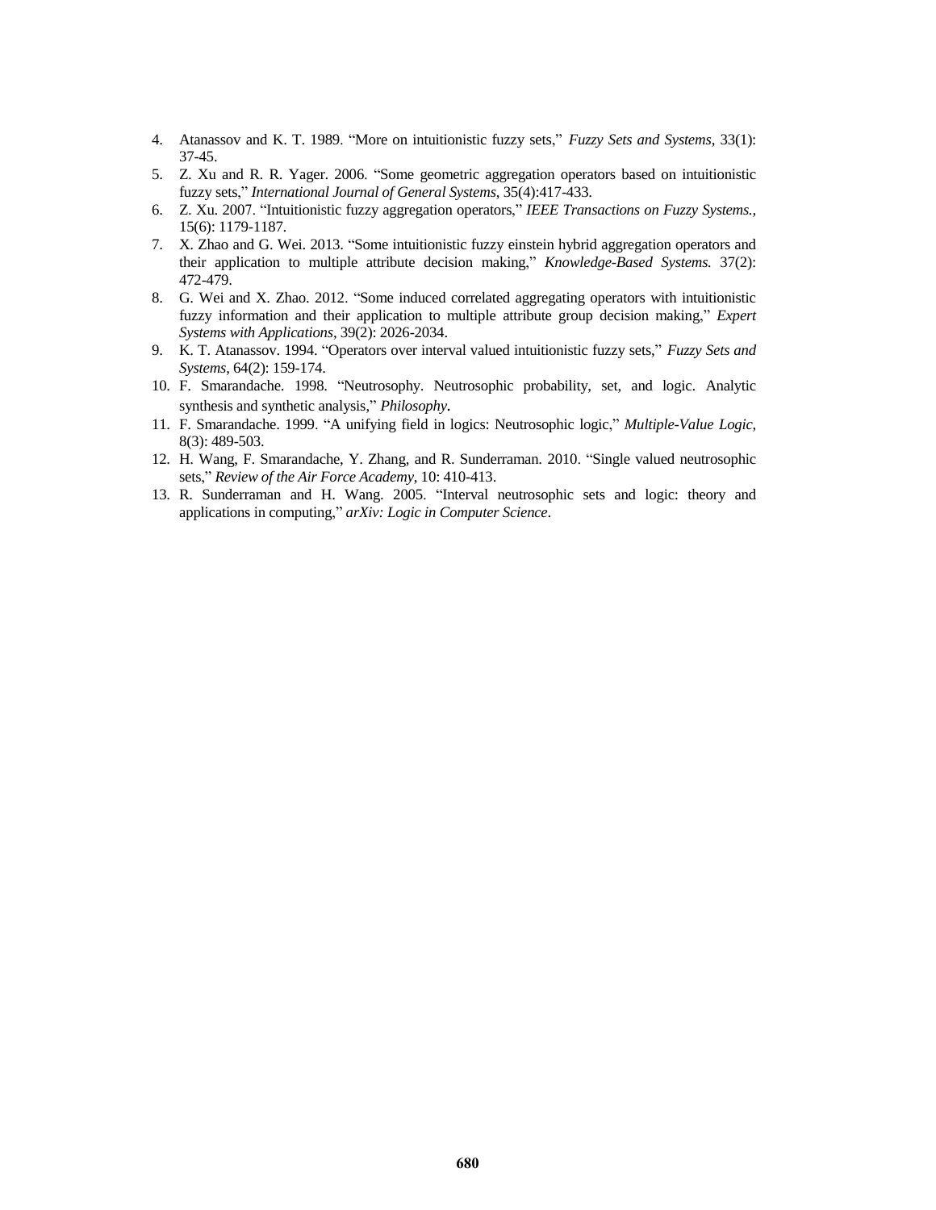4. Atanassov and K. T. 1989. "More on intuitionistic fuzzy sets," *Fuzzy Sets and Systems*, 33(1): 37-45.
5. Z. Xu and R. R. Yager. 2006. "Some geometric aggregation operators based on intuitionistic fuzzy sets," *International Journal of General Systems*, 35(4):417-433.
6. Z. Xu. 2007. "Intuitionistic fuzzy aggregation operators," *IEEE Transactions on Fuzzy Systems.*, 15(6): 1179-1187.
7. X. Zhao and G. Wei. 2013. "Some intuitionistic fuzzy einstein hybrid aggregation operators and their application to multiple attribute decision making," *Knowledge-Based Systems.* 37(2): 472-479.
8. G. Wei and X. Zhao. 2012. "Some induced correlated aggregating operators with intuitionistic fuzzy information and their application to multiple attribute group decision making," *Expert Systems with Applications*, 39(2): 2026-2034.
9. K. T. Atanassov. 1994. "Operators over interval valued intuitionistic fuzzy sets," *Fuzzy Sets and Systems*, 64(2): 159-174.
10. F. Smarandache. 1998. "Neutrosophy. Neutrosophic probability, set, and logic. Analytic synthesis and synthetic analysis," *Philosophy*.
11. F. Smarandache. 1999. "A unifying field in logics: Neutrosophic logic," *Multiple-Value Logic*, 8(3): 489-503.
12. H. Wang, F. Smarandache, Y. Zhang, and R. Sunderraman. 2010. "Single valued neutrosophic sets," *Review of the Air Force Academy*, 10: 410-413.
13. R. Sunderraman and H. Wang. 2005. "Interval neutrosophic sets and logic: theory and applications in computing," *arXiv: Logic in Computer Science*.